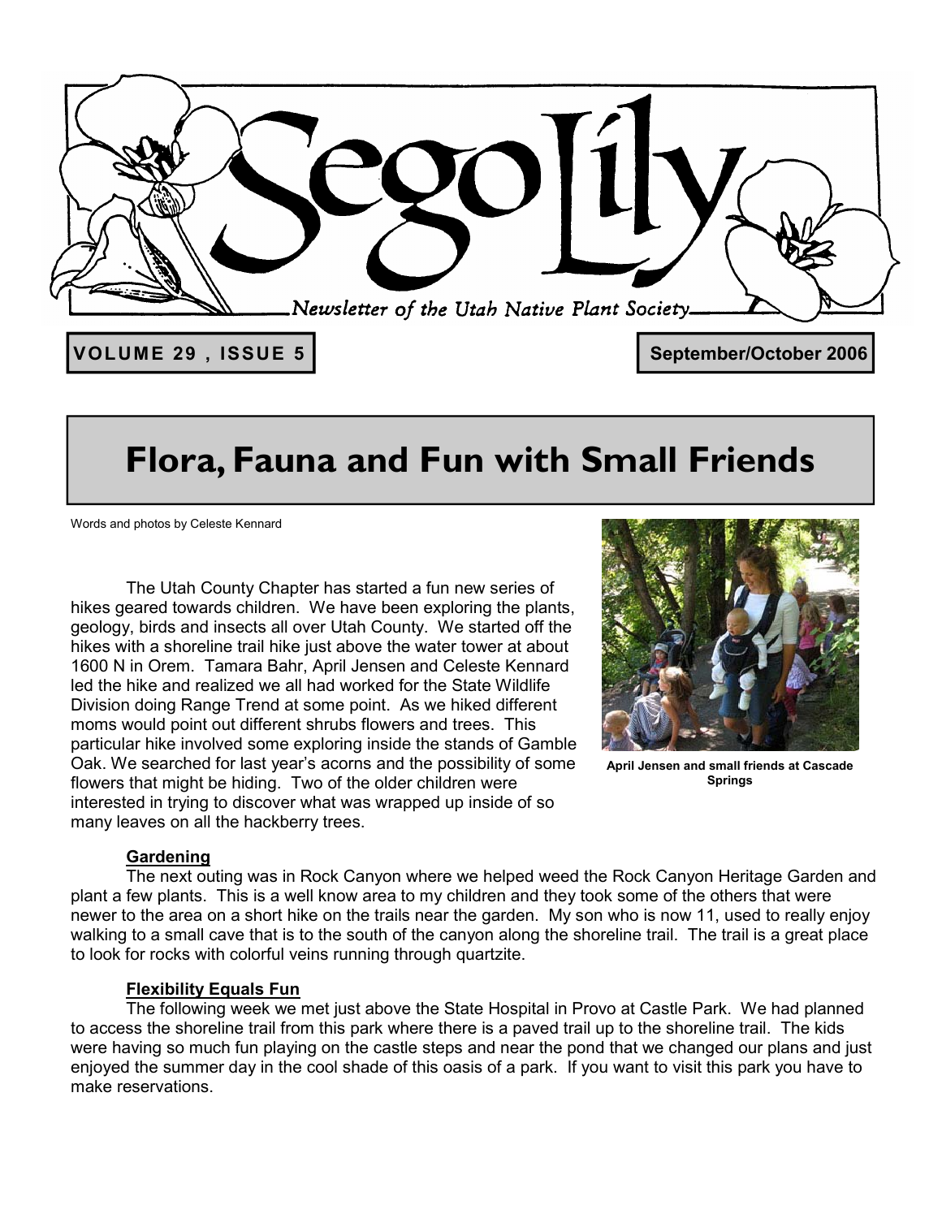# Sego Lily

*Newsletter of the Utah Native Plant Society*

**VOLUME 29 , ISSUE 5** — **September/October 2006**

## Flora, Fauna and Fun with Small Friends

Words and photos by Celeste Kennard

The Utah County Chapter has started a fun new series of hikes geared towards children. We have been exploring the plants, geology, birds and insects all over Utah County. We started off the hikes with a shoreline trail hike just above the water tower at about 1600 N in Orem. Tamara Bahr, April Jensen and Celeste Kennard led the hike and realized we all had worked for the State Wildlife Division doing Range Trend at some point. As we hiked different moms would point out different shrubs flowers and trees. This particular hike involved some exploring inside the stands of Gamble Oak. We searched for last year's acorns and the possibility of some flowers that might be hiding. Two of the older children were interested in trying to discover what was wrapped up inside of so many leaves on all the hackberry trees.

**April Jensen and small friends at Cascade Springs**

### Gardening

The next outing was in Rock Canyon where we helped weed the Rock Canyon Heritage Garden and plant a few plants. This is a well know area to my children and they took some of the others that were newer to the area on a short hike on the trails near the garden. My son who is now 11, used to really enjoy walking to a small cave that is to the south of the canyon along the shoreline trail. The trail is a great place to look for rocks with colorful veins running through quartzite.

### Flexibility Equals Fun

The following week we met just above the State Hospital in Provo at Castle Park. We had planned to access the shoreline trail from this park where there is a paved trail up to the shoreline trail. The kids were having so much fun playing on the castle steps and near the pond that we changed our plans and just enjoyed the summer day in the cool shade of this oasis of a park. If you want to visit this park you have to make reservations.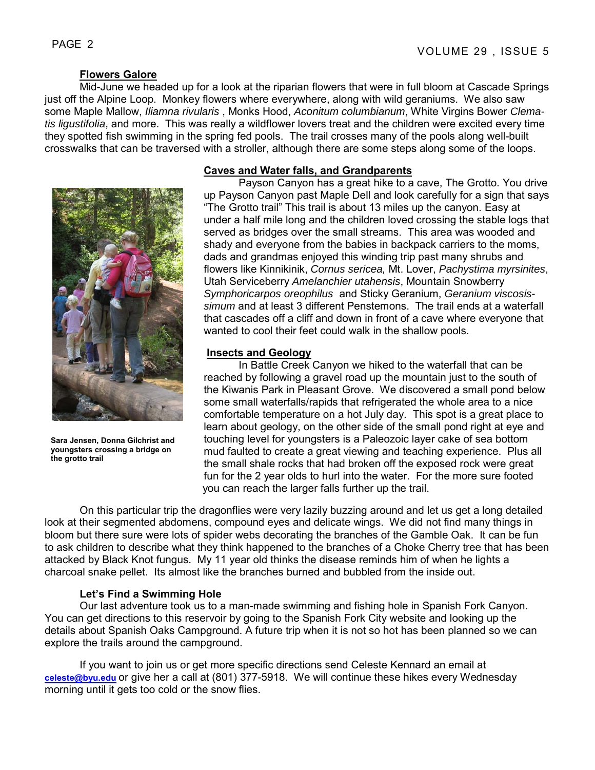### Flowers Galore

Mid-June we headed up for a look at the riparian flowers that were in full bloom at Cascade Springs just off the Alpine Loop. Monkey flowers where everywhere, along with wild geraniums. We also saw some Maple Mallow, *Iliamna rivularis* , Monks Hood, *Aconitum columbianum*, White Virgins Bower *Clematis ligustifolia*, and more. This was really a wildflower lovers treat and the children were excited every time they spotted fish swimming in the spring fed pools. The trail crosses many of the pools along well-built crosswalks that can be traversed with a stroller, although there are some steps along some of the loops.

### Caves and Water falls, and Grandparents

Payson Canyon has a great hike to a cave, The Grotto. You drive up Payson Canyon past Maple Dell and look carefully for a sign that says "The Grotto trail" This trail is about 13 miles up the canyon. Easy at under a half mile long and the children loved crossing the stable logs that served as bridges over the small streams. This area was wooded and shady and everyone from the babies in backpack carriers to the moms, dads and grandmas enjoyed this winding trip past many shrubs and flowers like Kinnikinik, *Cornus sericea,* Mt. Lover, *Pachystima myrsinites*, Utah Serviceberry *Amelanchier utahensis*, Mountain Snowberry *Symphoricarpos oreophilus* and Sticky Geranium, *Geranium viscosissimum* and at least 3 different Penstemons. The trail ends at a waterfall that cascades off a cliff and down in front of a cave where everyone that wanted to cool their feet could walk in the shallow pools.

**Sara Jensen, Donna Gilchrist and youngsters crossing a bridge on the grotto trail**

### Insects and Geology

In Battle Creek Canyon we hiked to the waterfall that can be reached by following a gravel road up the mountain just to the south of the Kiwanis Park in Pleasant Grove. We discovered a small pond below some small waterfalls/rapids that refrigerated the whole area to a nice comfortable temperature on a hot July day. This spot is a great place to learn about geology, on the other side of the small pond right at eye and touching level for youngsters is a Paleozoic layer cake of sea bottom mud faulted to create a great viewing and teaching experience. Plus all the small shale rocks that had broken off the exposed rock were great fun for the 2 year olds to hurl into the water. For the more sure footed you can reach the larger falls further up the trail.

On this particular trip the dragonflies were very lazily buzzing around and let us get a long detailed look at their segmented abdomens, compound eyes and delicate wings. We did not find many things in bloom but there sure were lots of spider webs decorating the branches of the Gamble Oak. It can be fun to ask children to describe what they think happened to the branches of a Choke Cherry tree that has been attacked by Black Knot fungus. My 11 year old thinks the disease reminds him of when he lights a charcoal snake pellet. Its almost like the branches burned and bubbled from the inside out.

### Let's Find a Swimming Hole

Our last adventure took us to a man-made swimming and fishing hole in Spanish Fork Canyon. You can get directions to this reservoir by going to the Spanish Fork City website and looking up the details about Spanish Oaks Campground. A future trip when it is not so hot has been planned so we can explore the trails around the campground.

If you want to join us or get more specific directions send Celeste Kennard an email at **celeste@byu.edu** or give her a call at (801) 377-5918. We will continue these hikes every Wednesday morning until it gets too cold or the snow flies.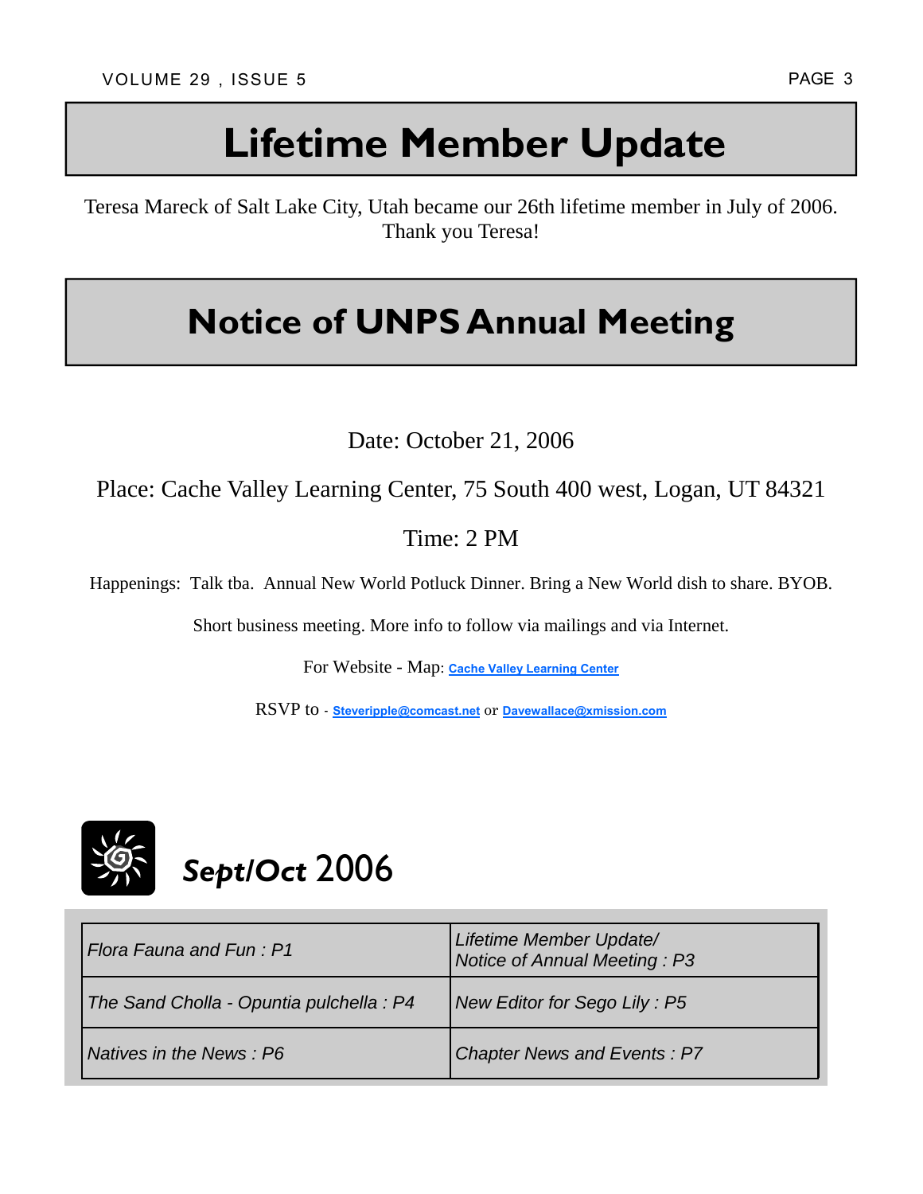# Lifetime Member Update

Teresa Mareck of Salt Lake City, Utah became our 26th lifetime member in July of 2006. Thank you Teresa!

# Notice of UNPS Annual Meeting

Date: October 21, 2006

Place: Cache Valley Learning Center, 75 South 400 west, Logan, UT 84321

Time: 2 PM

Happenings: Talk tba. Annual New World Potluck Dinner. Bring a New World dish to share. BYOB.

Short business meeting. More info to follow via mailings and via Internet.

For Website - Map: Cache Valley Learning Center

RSVP to - Steveripple@comcast.net or Davewallace@xmission.com

## *Sept/Oct* 2006

| | |
|---|---|
| *Flora Fauna and Fun : P1* | *Lifetime Member Update/ Notice of Annual Meeting : P3* |
| *The Sand Cholla - Opuntia pulchella : P4* | *New Editor for Sego Lily : P5* |
| *Natives in the News : P6* | *Chapter News and Events : P7* |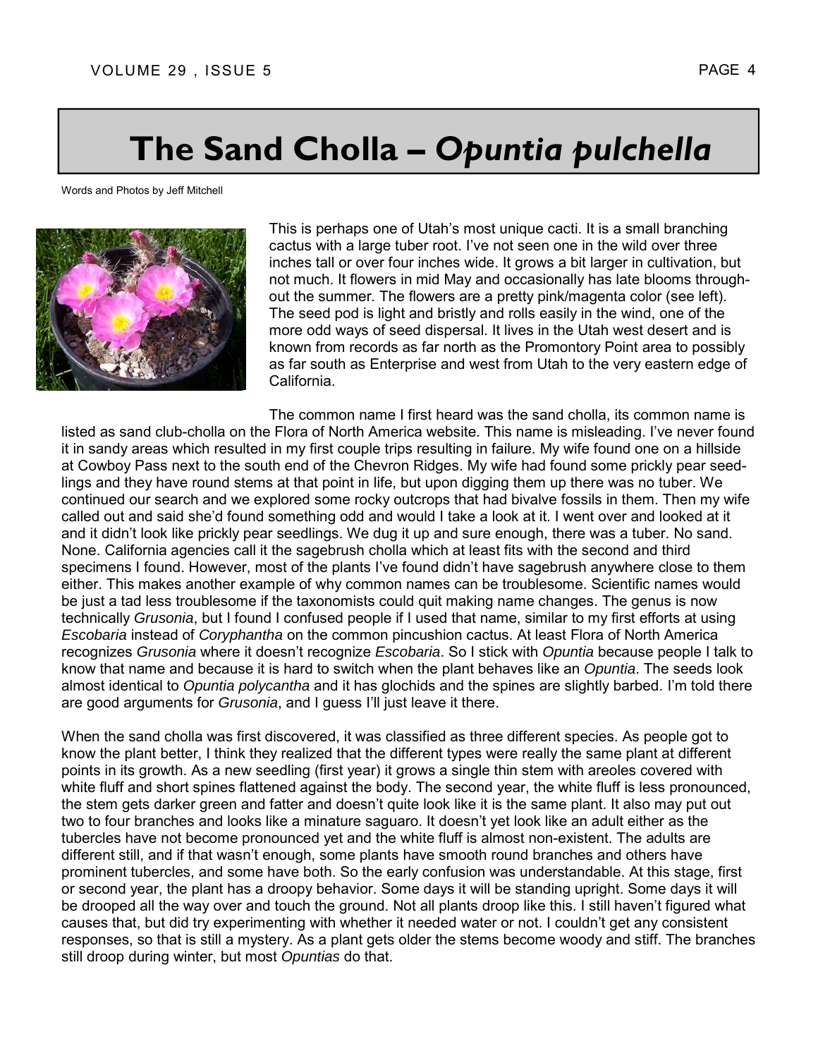# The Sand Cholla – *Opuntia pulchella*

Words and Photos by Jeff Mitchell

This is perhaps one of Utah's most unique cacti. It is a small branching cactus with a large tuber root. I've not seen one in the wild over three inches tall or over four inches wide. It grows a bit larger in cultivation, but not much. It flowers in mid May and occasionally has late blooms throughout the summer. The flowers are a pretty pink/magenta color (see left). The seed pod is light and bristly and rolls easily in the wind, one of the more odd ways of seed dispersal. It lives in the Utah west desert and is known from records as far north as the Promontory Point area to possibly as far south as Enterprise and west from Utah to the very eastern edge of California.

The common name I first heard was the sand cholla, its common name is listed as sand club-cholla on the Flora of North America website. This name is misleading. I've never found it in sandy areas which resulted in my first couple trips resulting in failure. My wife found one on a hillside at Cowboy Pass next to the south end of the Chevron Ridges. My wife had found some prickly pear seedlings and they have round stems at that point in life, but upon digging them up there was no tuber. We continued our search and we explored some rocky outcrops that had bivalve fossils in them. Then my wife called out and said she'd found something odd and would I take a look at it. I went over and looked at it and it didn't look like prickly pear seedlings. We dug it up and sure enough, there was a tuber. No sand. None. California agencies call it the sagebrush cholla which at least fits with the second and third specimens I found. However, most of the plants I've found didn't have sagebrush anywhere close to them either. This makes another example of why common names can be troublesome. Scientific names would be just a tad less troublesome if the taxonomists could quit making name changes. The genus is now technically *Grusonia*, but I found I confused people if I used that name, similar to my first efforts at using *Escobaria* instead of *Coryphantha* on the common pincushion cactus. At least Flora of North America recognizes *Grusonia* where it doesn't recognize *Escobaria*. So I stick with *Opuntia* because people I talk to know that name and because it is hard to switch when the plant behaves like an *Opuntia*. The seeds look almost identical to *Opuntia polycantha* and it has glochids and the spines are slightly barbed. I'm told there are good arguments for *Grusonia*, and I guess I'll just leave it there.

When the sand cholla was first discovered, it was classified as three different species. As people got to know the plant better, I think they realized that the different types were really the same plant at different points in its growth. As a new seedling (first year) it grows a single thin stem with areoles covered with white fluff and short spines flattened against the body. The second year, the white fluff is less pronounced, the stem gets darker green and fatter and doesn't quite look like it is the same plant. It also may put out two to four branches and looks like a minature saguaro. It doesn't yet look like an adult either as the tubercles have not become pronounced yet and the white fluff is almost non-existent. The adults are different still, and if that wasn't enough, some plants have smooth round branches and others have prominent tubercles, and some have both. So the early confusion was understandable. At this stage, first or second year, the plant has a droopy behavior. Some days it will be standing upright. Some days it will be drooped all the way over and touch the ground. Not all plants droop like this. I still haven't figured what causes that, but did try experimenting with whether it needed water or not. I couldn't get any consistent responses, so that is still a mystery. As a plant gets older the stems become woody and stiff. The branches still droop during winter, but most *Opuntias* do that.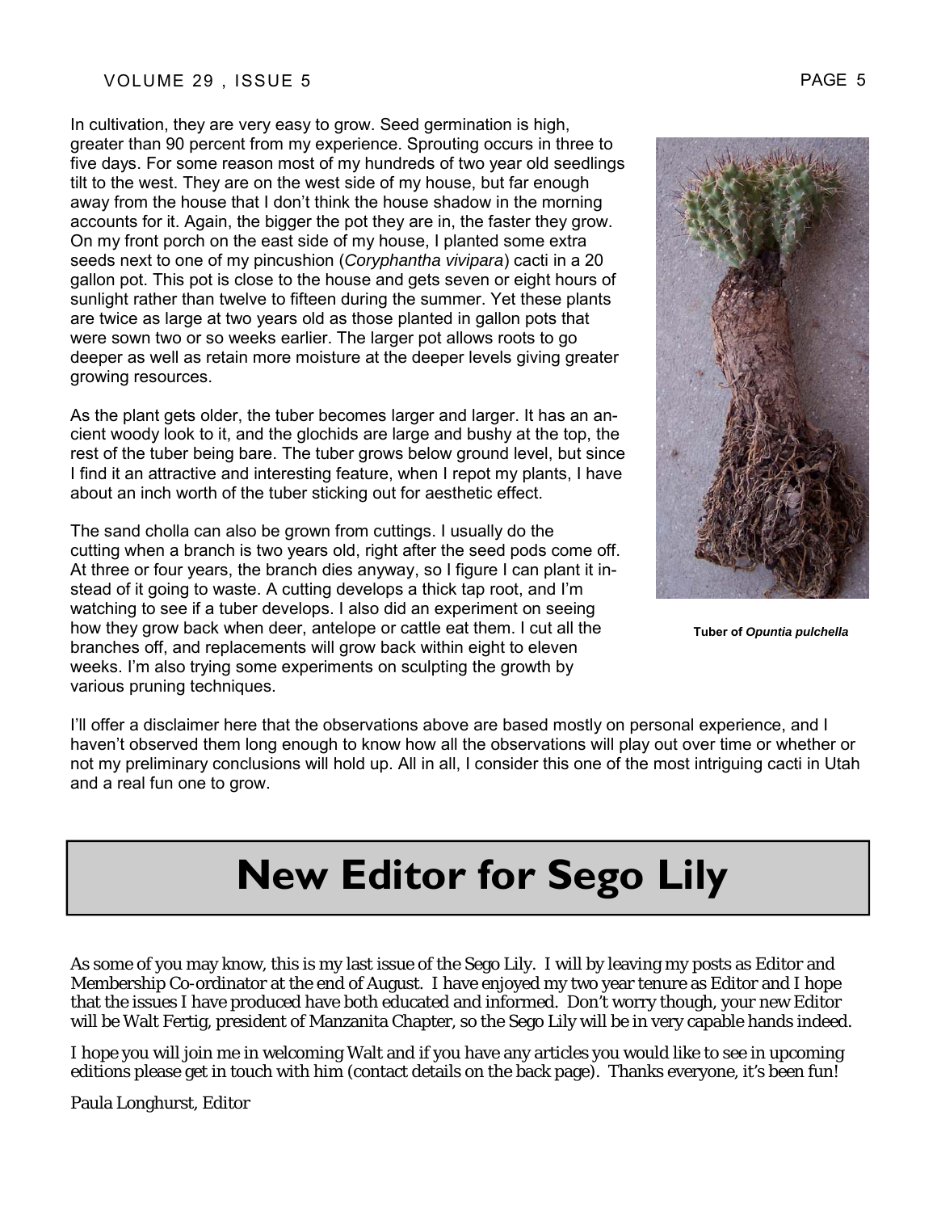In cultivation, they are very easy to grow. Seed germination is high, greater than 90 percent from my experience. Sprouting occurs in three to five days. For some reason most of my hundreds of two year old seedlings tilt to the west. They are on the west side of my house, but far enough away from the house that I don't think the house shadow in the morning accounts for it. Again, the bigger the pot they are in, the faster they grow. On my front porch on the east side of my house, I planted some extra seeds next to one of my pincushion (*Coryphantha vivipara*) cacti in a 20 gallon pot. This pot is close to the house and gets seven or eight hours of sunlight rather than twelve to fifteen during the summer. Yet these plants are twice as large at two years old as those planted in gallon pots that were sown two or so weeks earlier. The larger pot allows roots to go deeper as well as retain more moisture at the deeper levels giving greater growing resources.

As the plant gets older, the tuber becomes larger and larger. It has an ancient woody look to it, and the glochids are large and bushy at the top, the rest of the tuber being bare. The tuber grows below ground level, but since I find it an attractive and interesting feature, when I repot my plants, I have about an inch worth of the tuber sticking out for aesthetic effect.

The sand cholla can also be grown from cuttings. I usually do the cutting when a branch is two years old, right after the seed pods come off. At three or four years, the branch dies anyway, so I figure I can plant it instead of it going to waste. A cutting develops a thick tap root, and I'm watching to see if a tuber develops. I also did an experiment on seeing how they grow back when deer, antelope or cattle eat them. I cut all the branches off, and replacements will grow back within eight to eleven weeks. I'm also trying some experiments on sculpting the growth by various pruning techniques.

**Tuber of *Opuntia pulchella***

I'll offer a disclaimer here that the observations above are based mostly on personal experience, and I haven't observed them long enough to know how all the observations will play out over time or whether or not my preliminary conclusions will hold up. All in all, I consider this one of the most intriguing cacti in Utah and a real fun one to grow.

# New Editor for Sego Lily

As some of you may know, this is my last issue of the Sego Lily. I will by leaving my posts as Editor and Membership Co-ordinator at the end of August. I have enjoyed my two year tenure as Editor and I hope that the issues I have produced have both educated and informed. Don't worry though, your new Editor will be Walt Fertig, president of Manzanita Chapter, so the Sego Lily will be in very capable hands indeed.

I hope you will join me in welcoming Walt and if you have any articles you would like to see in upcoming editions please get in touch with him (contact details on the back page). Thanks everyone, it's been fun!

Paula Longhurst, Editor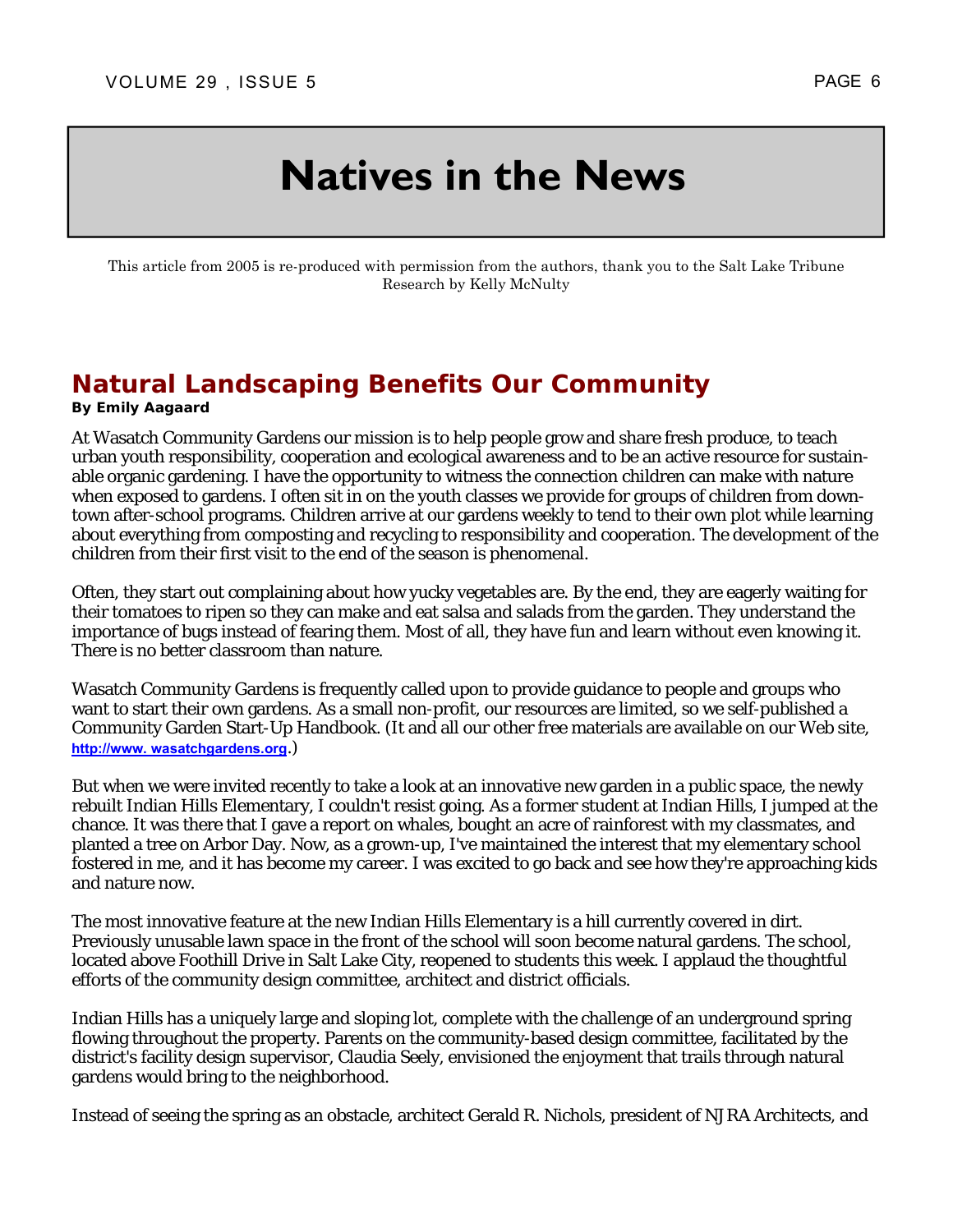# Natives in the News

This article from 2005 is re-produced with permission from the authors, thank you to the Salt Lake Tribune
Research by Kelly McNulty

## Natural Landscaping Benefits Our Community

**By Emily Aagaard**

At Wasatch Community Gardens our mission is to help people grow and share fresh produce, to teach urban youth responsibility, cooperation and ecological awareness and to be an active resource for sustainable organic gardening. I have the opportunity to witness the connection children can make with nature when exposed to gardens. I often sit in on the youth classes we provide for groups of children from downtown after-school programs. Children arrive at our gardens weekly to tend to their own plot while learning about everything from composting and recycling to responsibility and cooperation. The development of the children from their first visit to the end of the season is phenomenal.

Often, they start out complaining about how yucky vegetables are. By the end, they are eagerly waiting for their tomatoes to ripen so they can make and eat salsa and salads from the garden. They understand the importance of bugs instead of fearing them. Most of all, they have fun and learn without even knowing it. There is no better classroom than nature.

Wasatch Community Gardens is frequently called upon to provide guidance to people and groups who want to start their own gardens. As a small non-profit, our resources are limited, so we self-published a Community Garden Start-Up Handbook. (It and all our other free materials are available on our Web site, http://www. wasatchgardens.org.)

But when we were invited recently to take a look at an innovative new garden in a public space, the newly rebuilt Indian Hills Elementary, I couldn't resist going. As a former student at Indian Hills, I jumped at the chance. It was there that I gave a report on whales, bought an acre of rainforest with my classmates, and planted a tree on Arbor Day. Now, as a grown-up, I've maintained the interest that my elementary school fostered in me, and it has become my career. I was excited to go back and see how they're approaching kids and nature now.

The most innovative feature at the new Indian Hills Elementary is a hill currently covered in dirt. Previously unusable lawn space in the front of the school will soon become natural gardens. The school, located above Foothill Drive in Salt Lake City, reopened to students this week. I applaud the thoughtful efforts of the community design committee, architect and district officials.

Indian Hills has a uniquely large and sloping lot, complete with the challenge of an underground spring flowing throughout the property. Parents on the community-based design committee, facilitated by the district's facility design supervisor, Claudia Seely, envisioned the enjoyment that trails through natural gardens would bring to the neighborhood.

Instead of seeing the spring as an obstacle, architect Gerald R. Nichols, president of NJRA Architects, and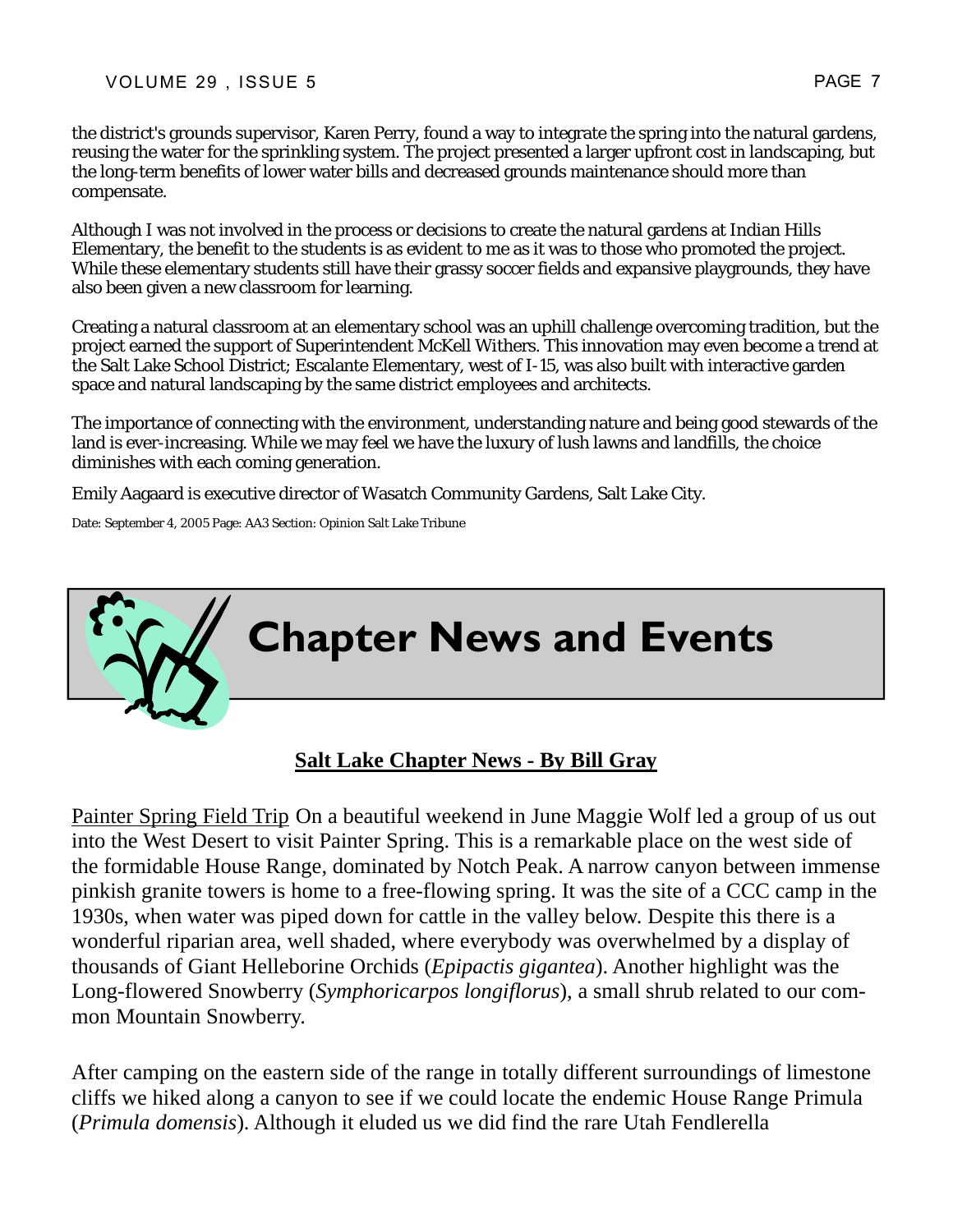the district's grounds supervisor, Karen Perry, found a way to integrate the spring into the natural gardens, reusing the water for the sprinkling system. The project presented a larger upfront cost in landscaping, but the long-term benefits of lower water bills and decreased grounds maintenance should more than compensate.

Although I was not involved in the process or decisions to create the natural gardens at Indian Hills Elementary, the benefit to the students is as evident to me as it was to those who promoted the project. While these elementary students still have their grassy soccer fields and expansive playgrounds, they have also been given a new classroom for learning.

Creating a natural classroom at an elementary school was an uphill challenge overcoming tradition, but the project earned the support of Superintendent McKell Withers. This innovation may even become a trend at the Salt Lake School District; Escalante Elementary, west of I-15, was also built with interactive garden space and natural landscaping by the same district employees and architects.

The importance of connecting with the environment, understanding nature and being good stewards of the land is ever-increasing. While we may feel we have the luxury of lush lawns and landfills, the choice diminishes with each coming generation.

Emily Aagaard is executive director of Wasatch Community Gardens, Salt Lake City.

Date: September 4, 2005 Page: AA3 Section: Opinion Salt Lake Tribune

# Chapter News and Events

## Salt Lake Chapter News - By Bill Gray

Painter Spring Field Trip On a beautiful weekend in June Maggie Wolf led a group of us out into the West Desert to visit Painter Spring. This is a remarkable place on the west side of the formidable House Range, dominated by Notch Peak. A narrow canyon between immense pinkish granite towers is home to a free-flowing spring. It was the site of a CCC camp in the 1930s, when water was piped down for cattle in the valley below. Despite this there is a wonderful riparian area, well shaded, where everybody was overwhelmed by a display of thousands of Giant Helleborine Orchids (*Epipactis gigantea*). Another highlight was the Long-flowered Snowberry (*Symphoricarpos longiflorus*), a small shrub related to our common Mountain Snowberry.

After camping on the eastern side of the range in totally different surroundings of limestone cliffs we hiked along a canyon to see if we could locate the endemic House Range Primula (*Primula domensis*). Although it eluded us we did find the rare Utah Fendlerella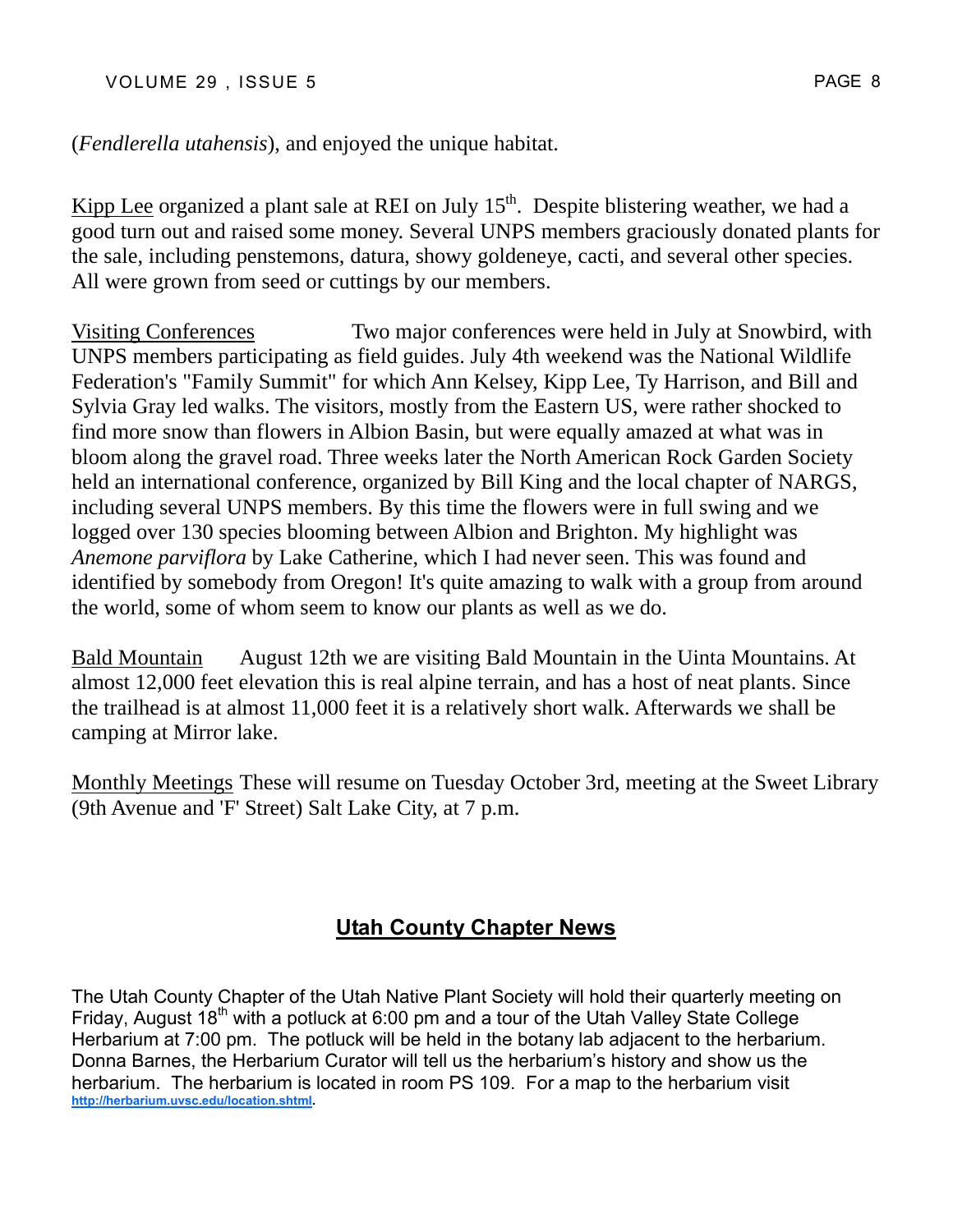(*Fendlerella utahensis*), and enjoyed the unique habitat.

Kipp Lee organized a plant sale at REI on July 15th. Despite blistering weather, we had a good turn out and raised some money. Several UNPS members graciously donated plants for the sale, including penstemons, datura, showy goldeneye, cacti, and several other species. All were grown from seed or cuttings by our members.

Visiting Conferences Two major conferences were held in July at Snowbird, with UNPS members participating as field guides. July 4th weekend was the National Wildlife Federation's "Family Summit" for which Ann Kelsey, Kipp Lee, Ty Harrison, and Bill and Sylvia Gray led walks. The visitors, mostly from the Eastern US, were rather shocked to find more snow than flowers in Albion Basin, but were equally amazed at what was in bloom along the gravel road. Three weeks later the North American Rock Garden Society held an international conference, organized by Bill King and the local chapter of NARGS, including several UNPS members. By this time the flowers were in full swing and we logged over 130 species blooming between Albion and Brighton. My highlight was *Anemone parviflora* by Lake Catherine, which I had never seen. This was found and identified by somebody from Oregon! It's quite amazing to walk with a group from around the world, some of whom seem to know our plants as well as we do.

Bald Mountain August 12th we are visiting Bald Mountain in the Uinta Mountains. At almost 12,000 feet elevation this is real alpine terrain, and has a host of neat plants. Since the trailhead is at almost 11,000 feet it is a relatively short walk. Afterwards we shall be camping at Mirror lake.

Monthly Meetings These will resume on Tuesday October 3rd, meeting at the Sweet Library (9th Avenue and 'F' Street) Salt Lake City, at 7 p.m.

## Utah County Chapter News

The Utah County Chapter of the Utah Native Plant Society will hold their quarterly meeting on Friday, August 18th with a potluck at 6:00 pm and a tour of the Utah Valley State College Herbarium at 7:00 pm. The potluck will be held in the botany lab adjacent to the herbarium. Donna Barnes, the Herbarium Curator will tell us the herbarium's history and show us the herbarium. The herbarium is located in room PS 109. For a map to the herbarium visit http://herbarium.uvsc.edu/location.shtml.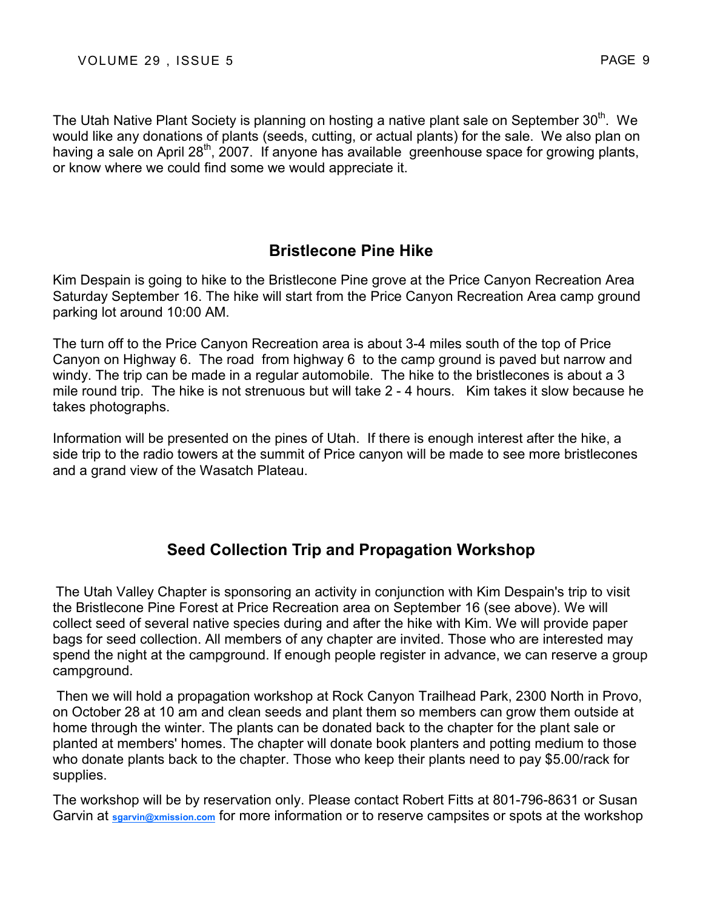The Utah Native Plant Society is planning on hosting a native plant sale on September 30th. We would like any donations of plants (seeds, cutting, or actual plants) for the sale. We also plan on having a sale on April 28th, 2007. If anyone has available greenhouse space for growing plants, or know where we could find some we would appreciate it.

## Bristlecone Pine Hike

Kim Despain is going to hike to the Bristlecone Pine grove at the Price Canyon Recreation Area Saturday September 16. The hike will start from the Price Canyon Recreation Area camp ground parking lot around 10:00 AM.

The turn off to the Price Canyon Recreation area is about 3-4 miles south of the top of Price Canyon on Highway 6. The road from highway 6 to the camp ground is paved but narrow and windy. The trip can be made in a regular automobile. The hike to the bristlecones is about a 3 mile round trip. The hike is not strenuous but will take 2 - 4 hours. Kim takes it slow because he takes photographs.

Information will be presented on the pines of Utah. If there is enough interest after the hike, a side trip to the radio towers at the summit of Price canyon will be made to see more bristlecones and a grand view of the Wasatch Plateau.

## Seed Collection Trip and Propagation Workshop

The Utah Valley Chapter is sponsoring an activity in conjunction with Kim Despain's trip to visit the Bristlecone Pine Forest at Price Recreation area on September 16 (see above). We will collect seed of several native species during and after the hike with Kim. We will provide paper bags for seed collection. All members of any chapter are invited. Those who are interested may spend the night at the campground. If enough people register in advance, we can reserve a group campground.

Then we will hold a propagation workshop at Rock Canyon Trailhead Park, 2300 North in Provo, on October 28 at 10 am and clean seeds and plant them so members can grow them outside at home through the winter. The plants can be donated back to the chapter for the plant sale or planted at members' homes. The chapter will donate book planters and potting medium to those who donate plants back to the chapter. Those who keep their plants need to pay $5.00/rack for supplies.

The workshop will be by reservation only. Please contact Robert Fitts at 801-796-8631 or Susan Garvin at sgarvin@xmission.com for more information or to reserve campsites or spots at the workshop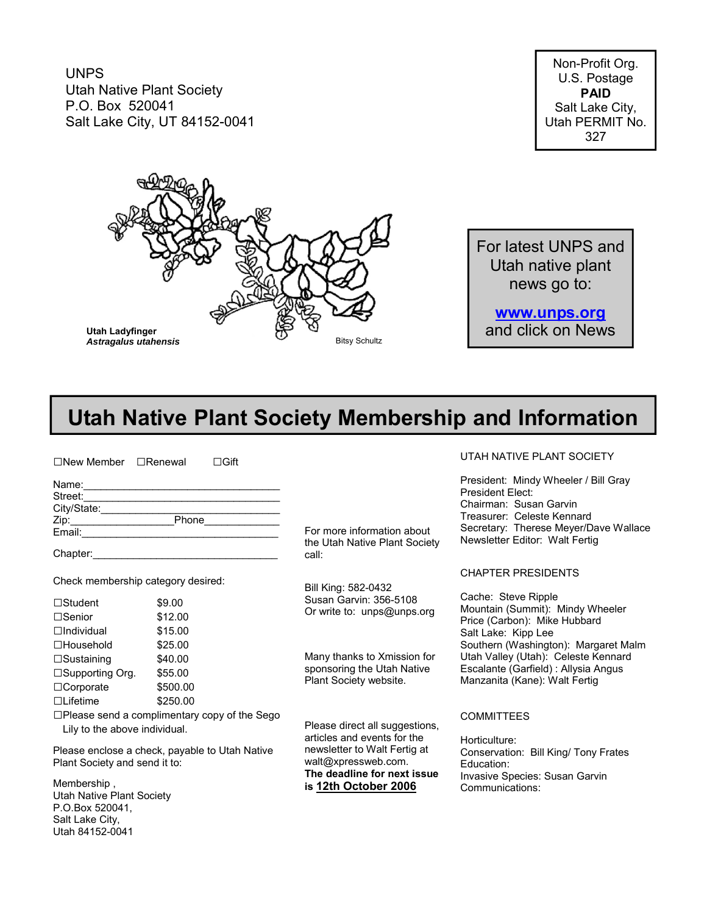UNPS
Utah Native Plant Society
P.O. Box 520041
Salt Lake City, UT 84152-0041

Non-Profit Org.
U.S. Postage
**PAID**
Salt Lake City,
Utah PERMIT No.
327

**Utah Ladyfinger**
***Astragalus utahensis***

Bitsy Schultz

For latest UNPS and Utah native plant news go to:

**www.unps.org**
and click on News

# Utah Native Plant Society Membership and Information

☐New Member ☐Renewal ☐Gift

Name:_________________________________
Street:_________________________________
City/State:______________________________
Zip:________________Phone____________
Email:_________________________________

Chapter:_______________________________

Check membership category desired:

| | |
|---|---|
| ☐Student | $9.00 |
| ☐Senior | $12.00 |
| ☐Individual | $15.00 |
| ☐Household | $25.00 |
| ☐Sustaining | $40.00 |
| ☐Supporting Org. | $55.00 |
| ☐Corporate | $500.00 |
| ☐Lifetime | $250.00 |

☐Please send a complimentary copy of the Sego Lily to the above individual.

Please enclose a check, payable to Utah Native Plant Society and send it to:

Membership ,
Utah Native Plant Society
P.O.Box 520041,
Salt Lake City,
Utah 84152-0041

For more information about the Utah Native Plant Society call:

Bill King: 582-0432
Susan Garvin: 356-5108
Or write to: unps@unps.org

Many thanks to Xmission for sponsoring the Utah Native Plant Society website.

Please direct all suggestions, articles and events for the newsletter to Walt Fertig at walt@xpressweb.com.
**The deadline for next issue is 12th October 2006**

UTAH NATIVE PLANT SOCIETY

President: Mindy Wheeler / Bill Gray
President Elect:
Chairman: Susan Garvin
Treasurer: Celeste Kennard
Secretary: Therese Meyer/Dave Wallace
Newsletter Editor: Walt Fertig

CHAPTER PRESIDENTS

Cache: Steve Ripple
Mountain (Summit): Mindy Wheeler
Price (Carbon): Mike Hubbard
Salt Lake: Kipp Lee
Southern (Washington): Margaret Malm
Utah Valley (Utah): Celeste Kennard
Escalante (Garfield) : Allysia Angus
Manzanita (Kane): Walt Fertig

COMMITTEES

Horticulture:
Conservation: Bill King/ Tony Frates
Education:
Invasive Species: Susan Garvin
Communications: